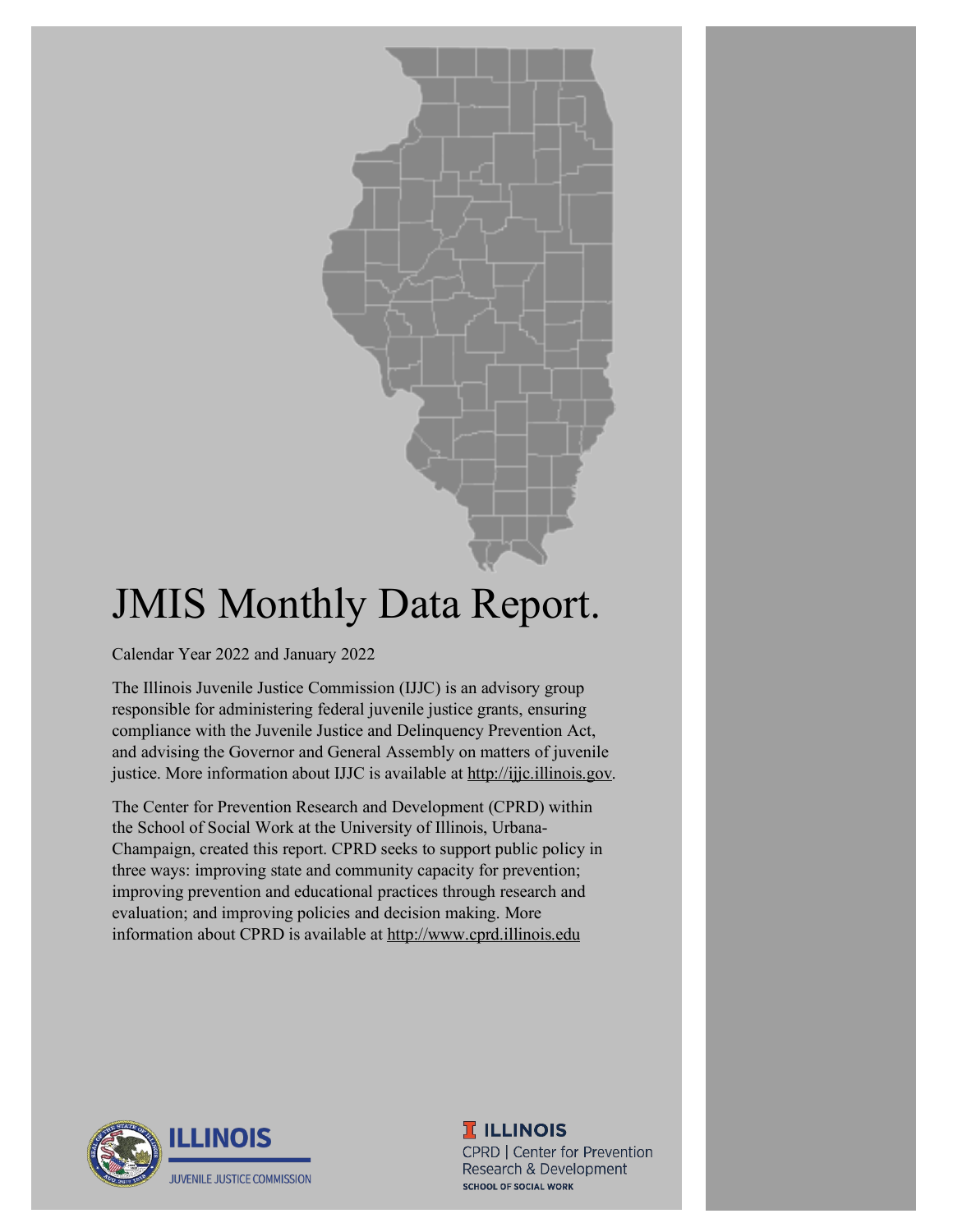# JMIS Monthly Data Report.

Calendar Year 2022 and January 2022

The Illinois Juvenile Justice Commission (IJJC) is an advisory group responsible for administering federal juvenile justice grants, ensuring compliance with the Juvenile Justice and Delinquency Prevention Act, and advising the Governor and General Assembly on matters of juvenile justice. More information about IJJC is available at http://ijjc.illinois.gov.

The Center for Prevention Research and Development (CPRD) within the School of Social Work at the University of Illinois, Urbana-Champaign, created this report. CPRD seeks to support public policy in three ways: improving state and community capacity for prevention; improving prevention and educational practices through research and evaluation; and improving policies and decision making. More information about CPRD is available at http://www.cprd.illinois.edu

ILLINOIS JUVENILE JUSTICE COMMISSION

ILLINOIS CPRD | Center for Prevention Research & Development SCHOOL OF SOCIAL WORK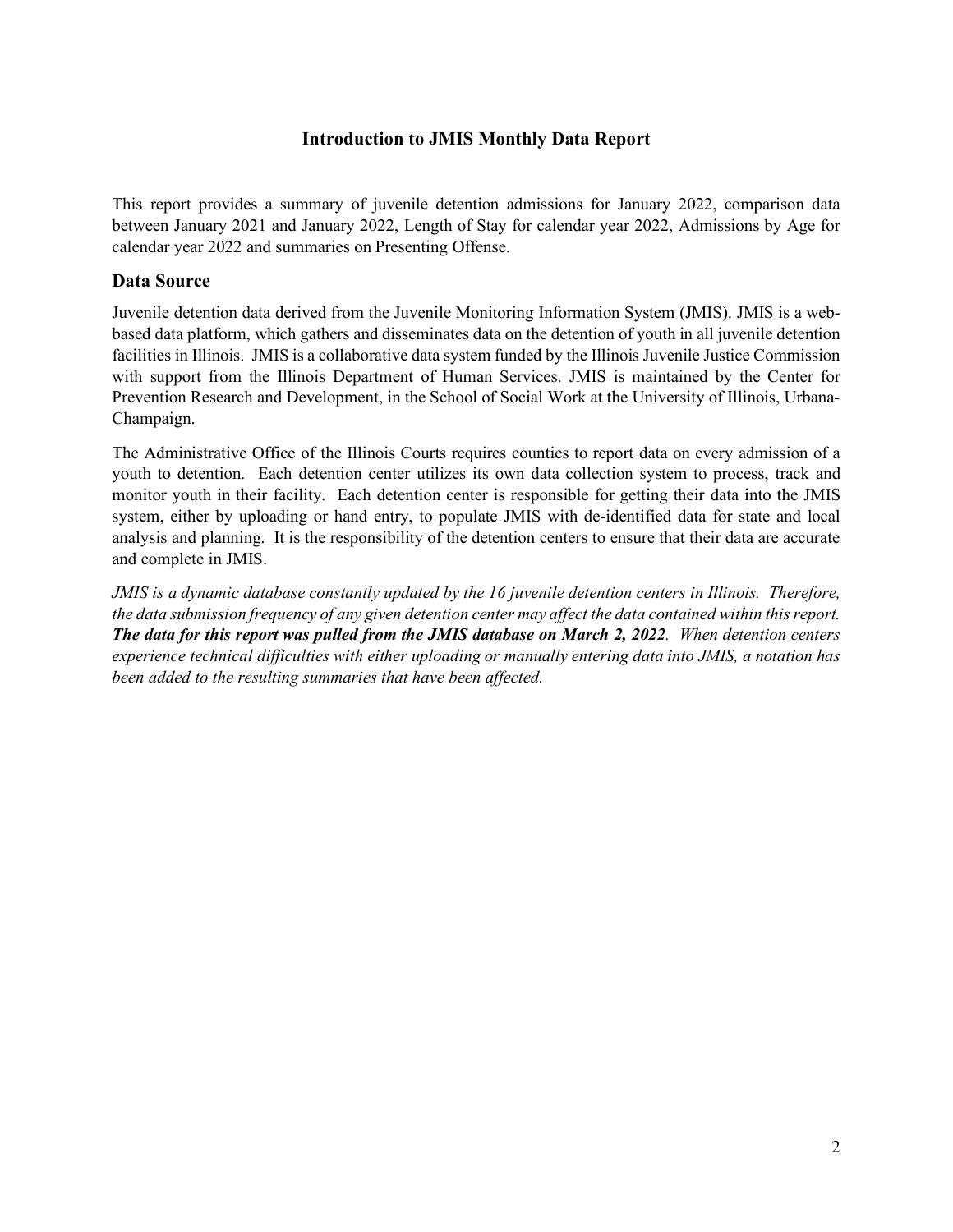# Introduction to JMIS Monthly Data Report

This report provides a summary of juvenile detention admissions for January 2022, comparison data between January 2021 and January 2022, Length of Stay for calendar year 2022, Admissions by Age for calendar year 2022 and summaries on Presenting Offense.

## Data Source

Juvenile detention data derived from the Juvenile Monitoring Information System (JMIS). JMIS is a web-based data platform, which gathers and disseminates data on the detention of youth in all juvenile detention facilities in Illinois. JMIS is a collaborative data system funded by the Illinois Juvenile Justice Commission with support from the Illinois Department of Human Services. JMIS is maintained by the Center for Prevention Research and Development, in the School of Social Work at the University of Illinois, Urbana-Champaign.

The Administrative Office of the Illinois Courts requires counties to report data on every admission of a youth to detention. Each detention center utilizes its own data collection system to process, track and monitor youth in their facility. Each detention center is responsible for getting their data into the JMIS system, either by uploading or hand entry, to populate JMIS with de-identified data for state and local analysis and planning. It is the responsibility of the detention centers to ensure that their data are accurate and complete in JMIS.

*JMIS is a dynamic database constantly updated by the 16 juvenile detention centers in Illinois. Therefore, the data submission frequency of any given detention center may affect the data contained within this report.* ***The data for this report was pulled from the JMIS database on March 2, 2022****. When detention centers experience technical difficulties with either uploading or manually entering data into JMIS, a notation has been added to the resulting summaries that have been affected.*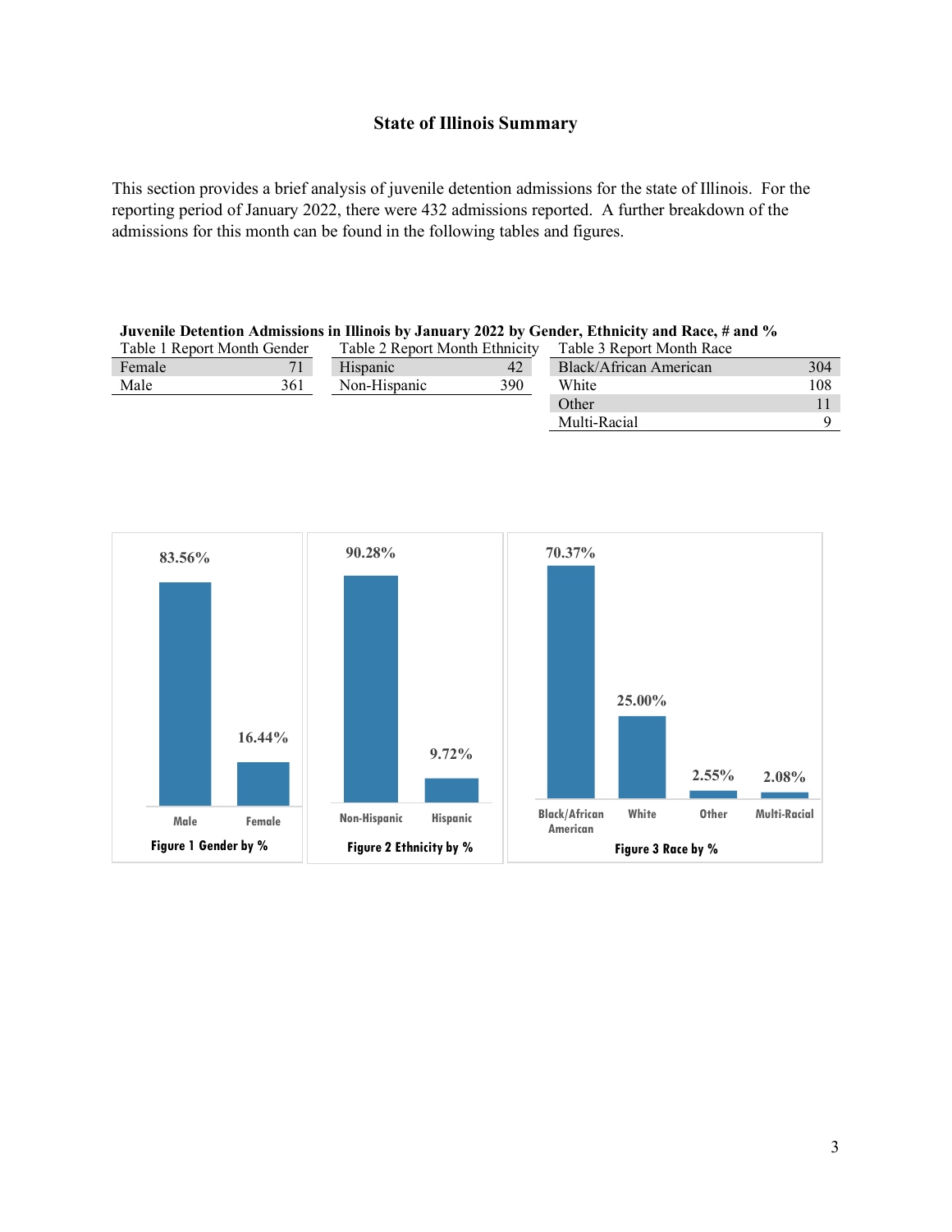# State of Illinois Summary

This section provides a brief analysis of juvenile detention admissions for the state of Illinois. For the reporting period of January 2022, there were 432 admissions reported. A further breakdown of the admissions for this month can be found in the following tables and figures.

**Juvenile Detention Admissions in Illinois by January 2022 by Gender, Ethnicity and Race, # and %**

Table 1 Report Month Gender

| Gender | # |
|---|---|
| Female | 71 |
| Male | 361 |

Table 2 Report Month Ethnicity

| Ethnicity | # |
|---|---|
| Hispanic | 42 |
| Non-Hispanic | 390 |

Table 3 Report Month Race

| Race | # |
|---|---|
| Black/African American | 304 |
| White | 108 |
| Other | 11 |
| Multi-Racial | 9 |

| Male | Female |
|---|---|
| 83.56% | 16.44% |

Figure 1 Gender by %

| Non-Hispanic | Hispanic |
|---|---|
| 90.28% | 9.72% |

Figure 2 Ethnicity by %

| Black/African American | White | Other | Multi-Racial |
|---|---|---|---|
| 70.37% | 25.00% | 2.55% | 2.08% |

Figure 3 Race by %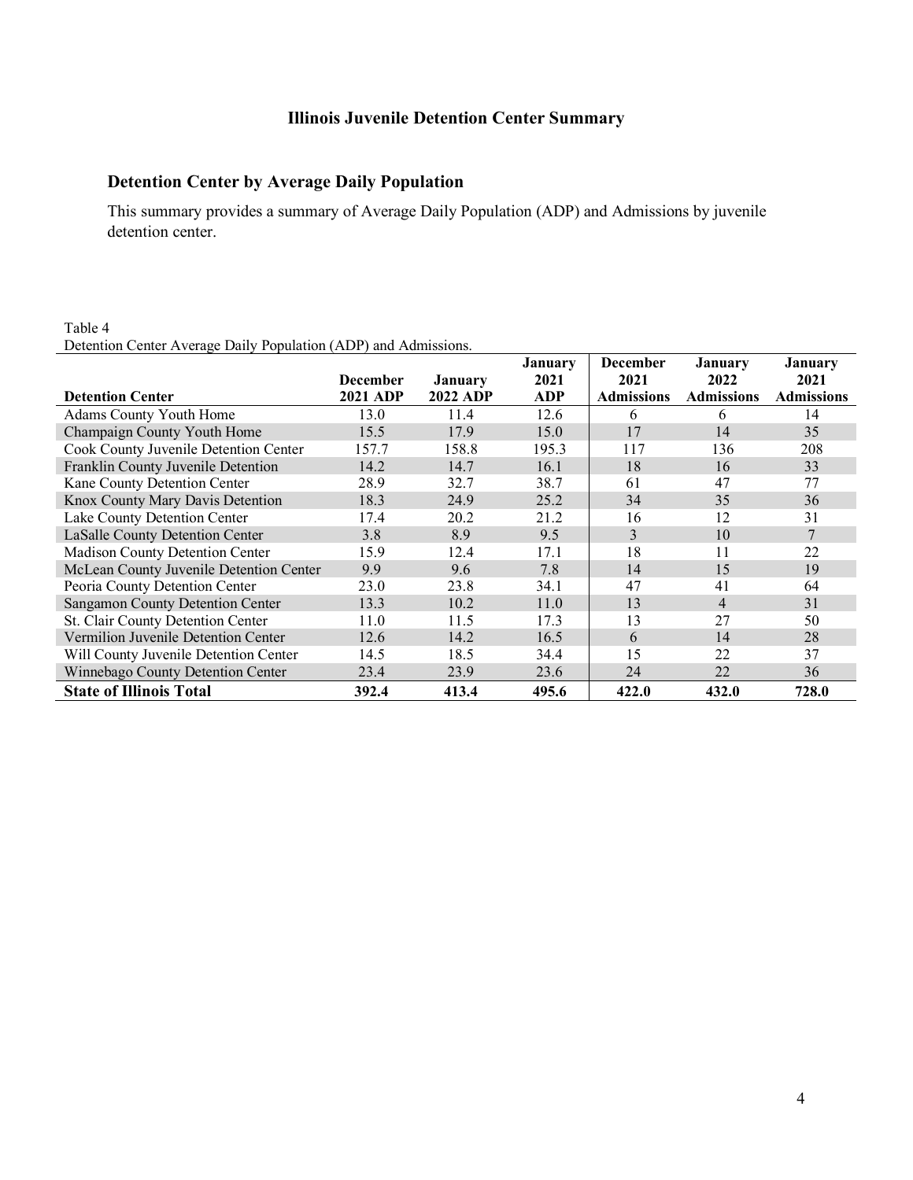# Illinois Juvenile Detention Center Summary

## Detention Center by Average Daily Population

This summary provides a summary of Average Daily Population (ADP) and Admissions by juvenile detention center.

Table 4
Detention Center Average Daily Population (ADP) and Admissions.

| Detention Center | December 2021 ADP | January 2022 ADP | January 2021 ADP | December 2021 Admissions | January 2022 Admissions | January 2021 Admissions |
|---|---|---|---|---|---|---|
| Adams County Youth Home | 13.0 | 11.4 | 12.6 | 6 | 6 | 14 |
| Champaign County Youth Home | 15.5 | 17.9 | 15.0 | 17 | 14 | 35 |
| Cook County Juvenile Detention Center | 157.7 | 158.8 | 195.3 | 117 | 136 | 208 |
| Franklin County Juvenile Detention | 14.2 | 14.7 | 16.1 | 18 | 16 | 33 |
| Kane County Detention Center | 28.9 | 32.7 | 38.7 | 61 | 47 | 77 |
| Knox County Mary Davis Detention | 18.3 | 24.9 | 25.2 | 34 | 35 | 36 |
| Lake County Detention Center | 17.4 | 20.2 | 21.2 | 16 | 12 | 31 |
| LaSalle County Detention Center | 3.8 | 8.9 | 9.5 | 3 | 10 | 7 |
| Madison County Detention Center | 15.9 | 12.4 | 17.1 | 18 | 11 | 22 |
| McLean County Juvenile Detention Center | 9.9 | 9.6 | 7.8 | 14 | 15 | 19 |
| Peoria County Detention Center | 23.0 | 23.8 | 34.1 | 47 | 41 | 64 |
| Sangamon County Detention Center | 13.3 | 10.2 | 11.0 | 13 | 4 | 31 |
| St. Clair County Detention Center | 11.0 | 11.5 | 17.3 | 13 | 27 | 50 |
| Vermilion Juvenile Detention Center | 12.6 | 14.2 | 16.5 | 6 | 14 | 28 |
| Will County Juvenile Detention Center | 14.5 | 18.5 | 34.4 | 15 | 22 | 37 |
| Winnebago County Detention Center | 23.4 | 23.9 | 23.6 | 24 | 22 | 36 |
| **State of Illinois Total** | **392.4** | **413.4** | **495.6** | **422.0** | **432.0** | **728.0** |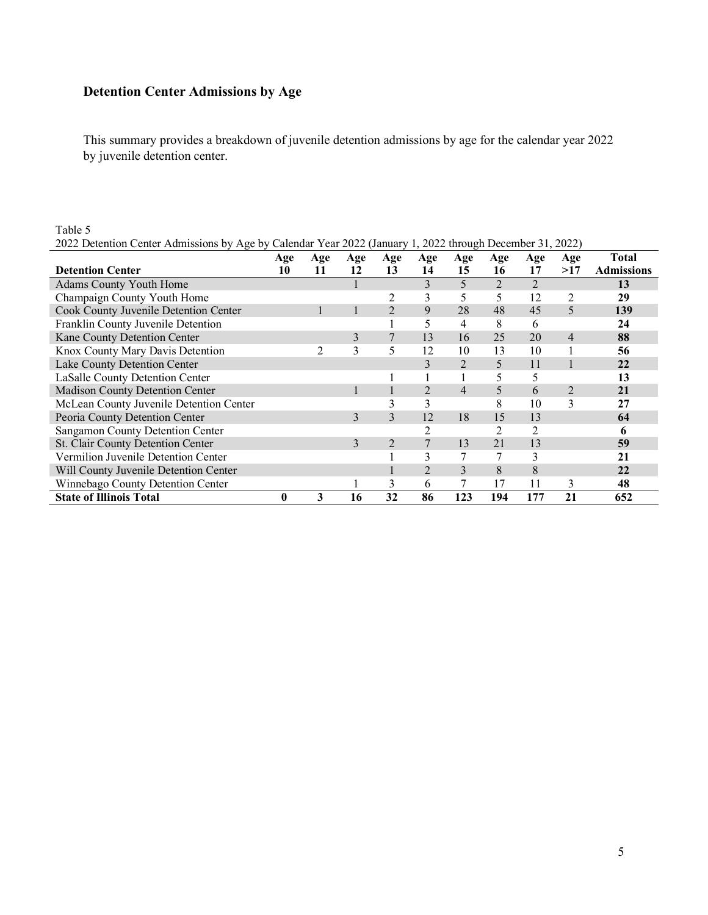## Detention Center Admissions by Age

This summary provides a breakdown of juvenile detention admissions by age for the calendar year 2022 by juvenile detention center.

Table 5

2022 Detention Center Admissions by Age by Calendar Year 2022 (January 1, 2022 through December 31, 2022)

| Detention Center | Age 10 | Age 11 | Age 12 | Age 13 | Age 14 | Age 15 | Age 16 | Age 17 | Age >17 | Total Admissions |
|---|---|---|---|---|---|---|---|---|---|---|
| Adams County Youth Home | | | 1 | | 3 | 5 | 2 | 2 | | **13** |
| Champaign County Youth Home | | | | 2 | 3 | 5 | 5 | 12 | 2 | **29** |
| Cook County Juvenile Detention Center | | 1 | 1 | 2 | 9 | 28 | 48 | 45 | 5 | **139** |
| Franklin County Juvenile Detention | | | | 1 | 5 | 4 | 8 | 6 | | **24** |
| Kane County Detention Center | | | 3 | 7 | 13 | 16 | 25 | 20 | 4 | **88** |
| Knox County Mary Davis Detention | | 2 | 3 | 5 | 12 | 10 | 13 | 10 | 1 | **56** |
| Lake County Detention Center | | | | | 3 | 2 | 5 | 11 | 1 | **22** |
| LaSalle County Detention Center | | | | 1 | 1 | 1 | 5 | 5 | | **13** |
| Madison County Detention Center | | | 1 | 1 | 2 | 4 | 5 | 6 | 2 | **21** |
| McLean County Juvenile Detention Center | | | | 3 | 3 | | 8 | 10 | 3 | **27** |
| Peoria County Detention Center | | | 3 | 3 | 12 | 18 | 15 | 13 | | **64** |
| Sangamon County Detention Center | | | | | 2 | | 2 | 2 | | **6** |
| St. Clair County Detention Center | | | 3 | 2 | 7 | 13 | 21 | 13 | | **59** |
| Vermilion Juvenile Detention Center | | | | 1 | 3 | 7 | 7 | 3 | | **21** |
| Will County Juvenile Detention Center | | | | 1 | 2 | 3 | 8 | 8 | | **22** |
| Winnebago County Detention Center | | | 1 | 3 | 6 | 7 | 17 | 11 | 3 | **48** |
| **State of Illinois Total** | **0** | **3** | **16** | **32** | **86** | **123** | **194** | **177** | **21** | **652** |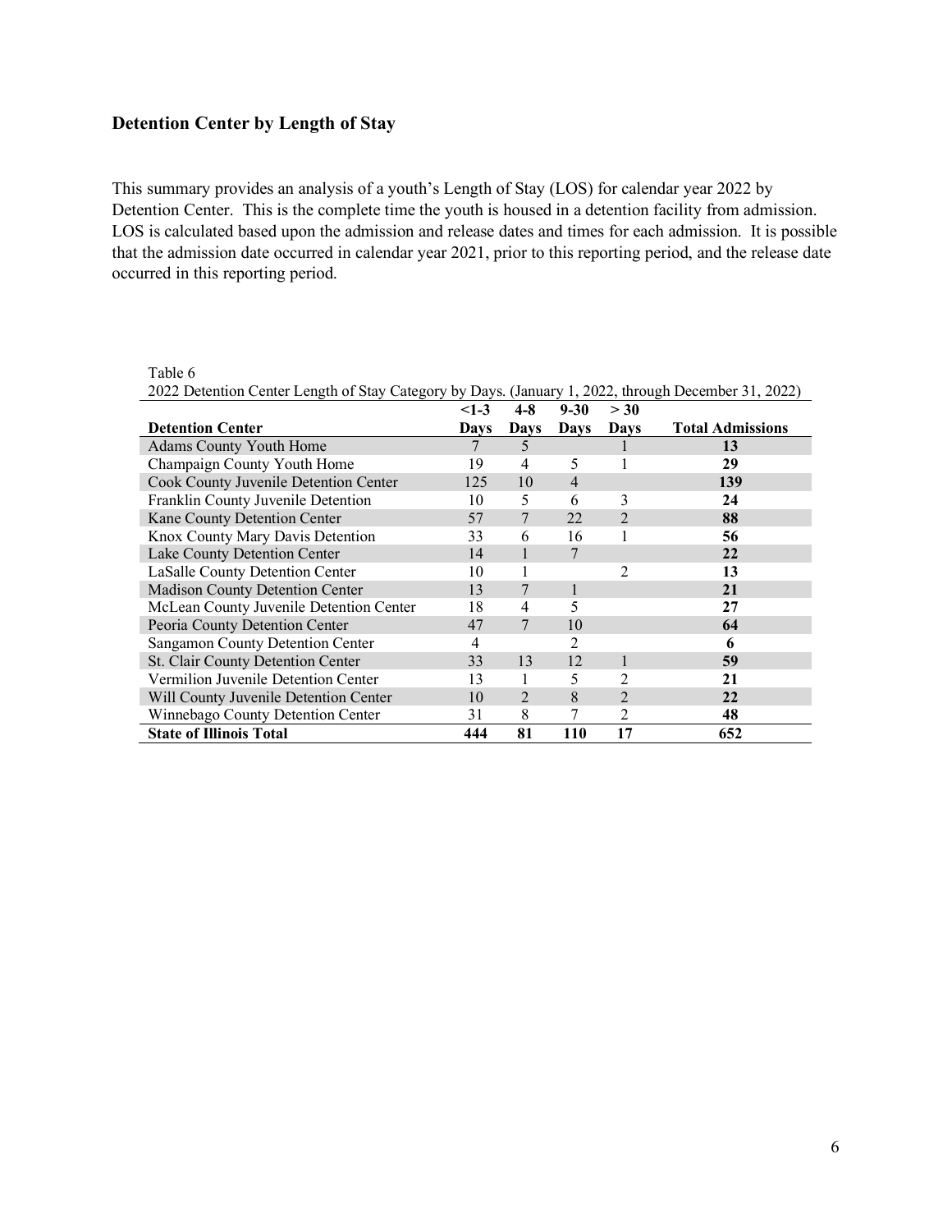## Detention Center by Length of Stay

This summary provides an analysis of a youth's Length of Stay (LOS) for calendar year 2022 by Detention Center. This is the complete time the youth is housed in a detention facility from admission. LOS is calculated based upon the admission and release dates and times for each admission. It is possible that the admission date occurred in calendar year 2021, prior to this reporting period, and the release date occurred in this reporting period.

Table 6

2022 Detention Center Length of Stay Category by Days. (January 1, 2022, through December 31, 2022)

| Detention Center | <1-3 Days | 4-8 Days | 9-30 Days | > 30 Days | Total Admissions |
|---|---|---|---|---|---|
| Adams County Youth Home | 7 | 5 | | 1 | **13** |
| Champaign County Youth Home | 19 | 4 | 5 | 1 | **29** |
| Cook County Juvenile Detention Center | 125 | 10 | 4 | | **139** |
| Franklin County Juvenile Detention | 10 | 5 | 6 | 3 | **24** |
| Kane County Detention Center | 57 | 7 | 22 | 2 | **88** |
| Knox County Mary Davis Detention | 33 | 6 | 16 | 1 | **56** |
| Lake County Detention Center | 14 | 1 | 7 | | **22** |
| LaSalle County Detention Center | 10 | 1 | | 2 | **13** |
| Madison County Detention Center | 13 | 7 | 1 | | **21** |
| McLean County Juvenile Detention Center | 18 | 4 | 5 | | **27** |
| Peoria County Detention Center | 47 | 7 | 10 | | **64** |
| Sangamon County Detention Center | 4 | | 2 | | **6** |
| St. Clair County Detention Center | 33 | 13 | 12 | 1 | **59** |
| Vermilion Juvenile Detention Center | 13 | 1 | 5 | 2 | **21** |
| Will County Juvenile Detention Center | 10 | 2 | 8 | 2 | **22** |
| Winnebago County Detention Center | 31 | 8 | 7 | 2 | **48** |
| **State of Illinois Total** | **444** | **81** | **110** | **17** | **652** |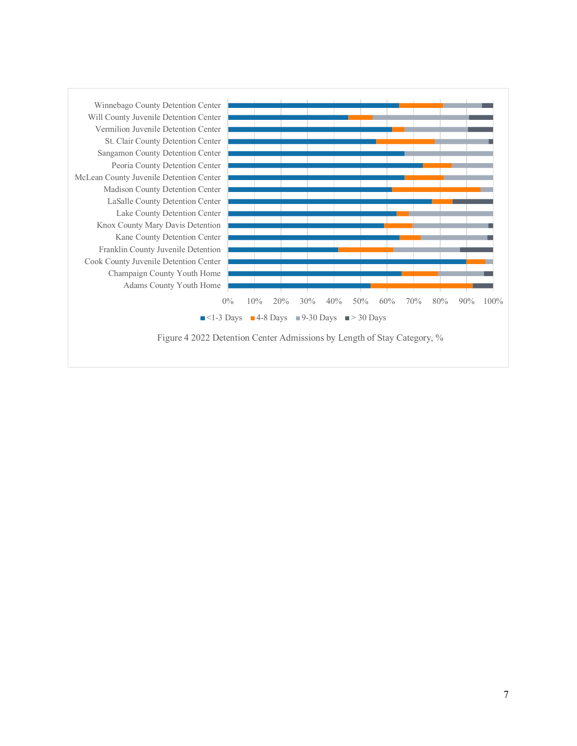| | <1-3 Days | 4-8 Days | 9-30 Days | > 30 Days |
|---|---|---|---|---|
| Winnebago County Detention Center | | | | |
| Will County Juvenile Detention Center | | | | |
| Vermilion Juvenile Detention Center | | | | |
| St. Clair County Detention Center | | | | |
| Sangamon County Detention Center | | | | |
| Peoria County Detention Center | | | | |
| McLean County Juvenile Detention Center | | | | |
| Madison County Detention Center | | | | |
| LaSalle County Detention Center | | | | |
| Lake County Detention Center | | | | |
| Knox County Mary Davis Detention | | | | |
| Kane County Detention Center | | | | |
| Franklin County Juvenile Detention | | | | |
| Cook County Juvenile Detention Center | | | | |
| Champaign County Youth Home | | | | |
| Adams County Youth Home | | | | |

0% 10% 20% 30% 40% 50% 60% 70% 80% 90% 100%

■ <1-3 Days ■ 4-8 Days ■ 9-30 Days ■ > 30 Days

Figure 4 2022 Detention Center Admissions by Length of Stay Category, %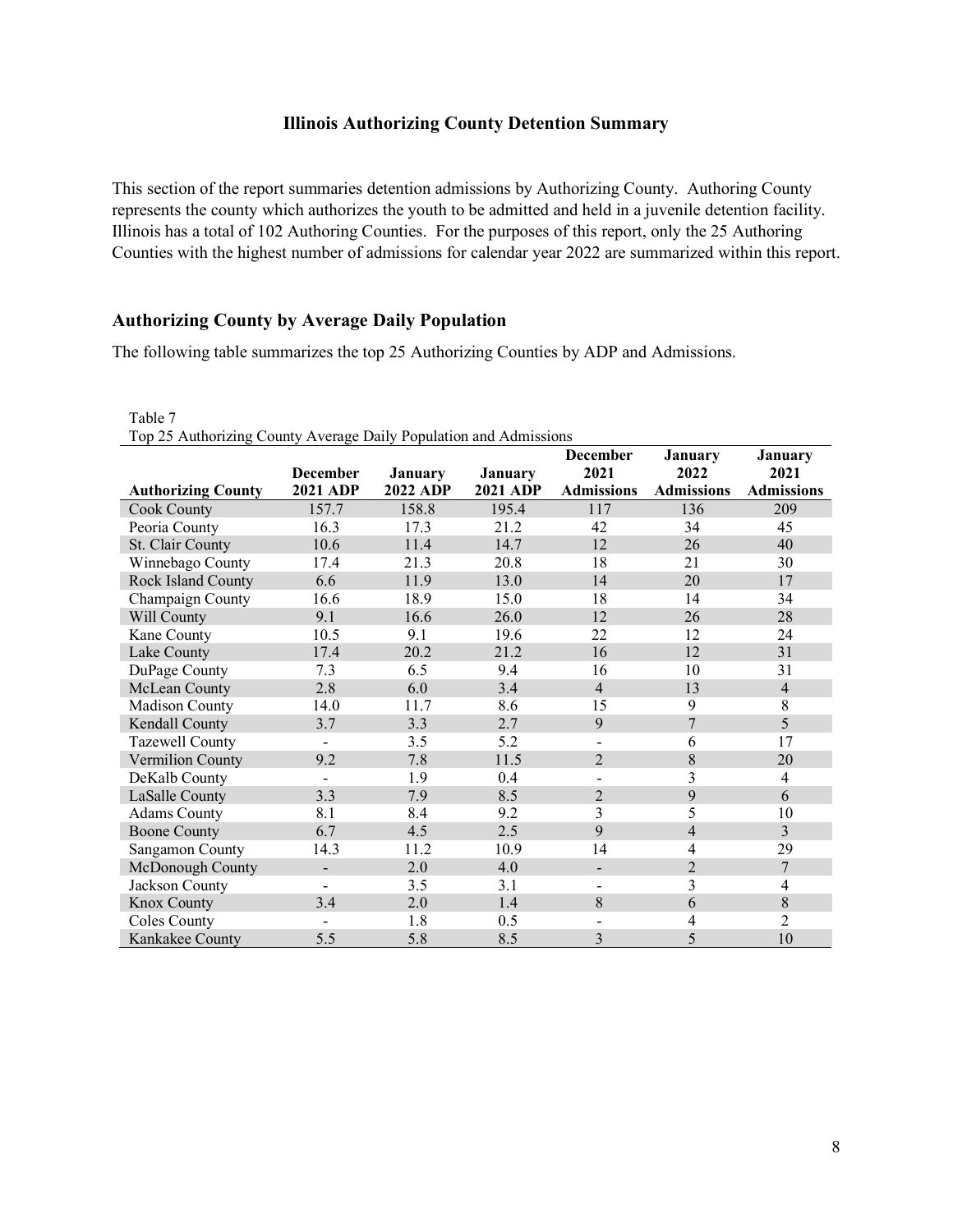### Illinois Authorizing County Detention Summary

This section of the report summaries detention admissions by Authorizing County. Authoring County represents the county which authorizes the youth to be admitted and held in a juvenile detention facility. Illinois has a total of 102 Authoring Counties. For the purposes of this report, only the 25 Authoring Counties with the highest number of admissions for calendar year 2022 are summarized within this report.

## Authorizing County by Average Daily Population

The following table summarizes the top 25 Authorizing Counties by ADP and Admissions.

Table 7
Top 25 Authorizing County Average Daily Population and Admissions

| Authorizing County | December 2021 ADP | January 2022 ADP | January 2021 ADP | December 2021 Admissions | January 2022 Admissions | January 2021 Admissions |
|---|---|---|---|---|---|---|
| Cook County | 157.7 | 158.8 | 195.4 | 117 | 136 | 209 |
| Peoria County | 16.3 | 17.3 | 21.2 | 42 | 34 | 45 |
| St. Clair County | 10.6 | 11.4 | 14.7 | 12 | 26 | 40 |
| Winnebago County | 17.4 | 21.3 | 20.8 | 18 | 21 | 30 |
| Rock Island County | 6.6 | 11.9 | 13.0 | 14 | 20 | 17 |
| Champaign County | 16.6 | 18.9 | 15.0 | 18 | 14 | 34 |
| Will County | 9.1 | 16.6 | 26.0 | 12 | 26 | 28 |
| Kane County | 10.5 | 9.1 | 19.6 | 22 | 12 | 24 |
| Lake County | 17.4 | 20.2 | 21.2 | 16 | 12 | 31 |
| DuPage County | 7.3 | 6.5 | 9.4 | 16 | 10 | 31 |
| McLean County | 2.8 | 6.0 | 3.4 | 4 | 13 | 4 |
| Madison County | 14.0 | 11.7 | 8.6 | 15 | 9 | 8 |
| Kendall County | 3.7 | 3.3 | 2.7 | 9 | 7 | 5 |
| Tazewell County | - | 3.5 | 5.2 | - | 6 | 17 |
| Vermilion County | 9.2 | 7.8 | 11.5 | 2 | 8 | 20 |
| DeKalb County | - | 1.9 | 0.4 | - | 3 | 4 |
| LaSalle County | 3.3 | 7.9 | 8.5 | 2 | 9 | 6 |
| Adams County | 8.1 | 8.4 | 9.2 | 3 | 5 | 10 |
| Boone County | 6.7 | 4.5 | 2.5 | 9 | 4 | 3 |
| Sangamon County | 14.3 | 11.2 | 10.9 | 14 | 4 | 29 |
| McDonough County | - | 2.0 | 4.0 | - | 2 | 7 |
| Jackson County | - | 3.5 | 3.1 | - | 3 | 4 |
| Knox County | 3.4 | 2.0 | 1.4 | 8 | 6 | 8 |
| Coles County | - | 1.8 | 0.5 | - | 4 | 2 |
| Kankakee County | 5.5 | 5.8 | 8.5 | 3 | 5 | 10 |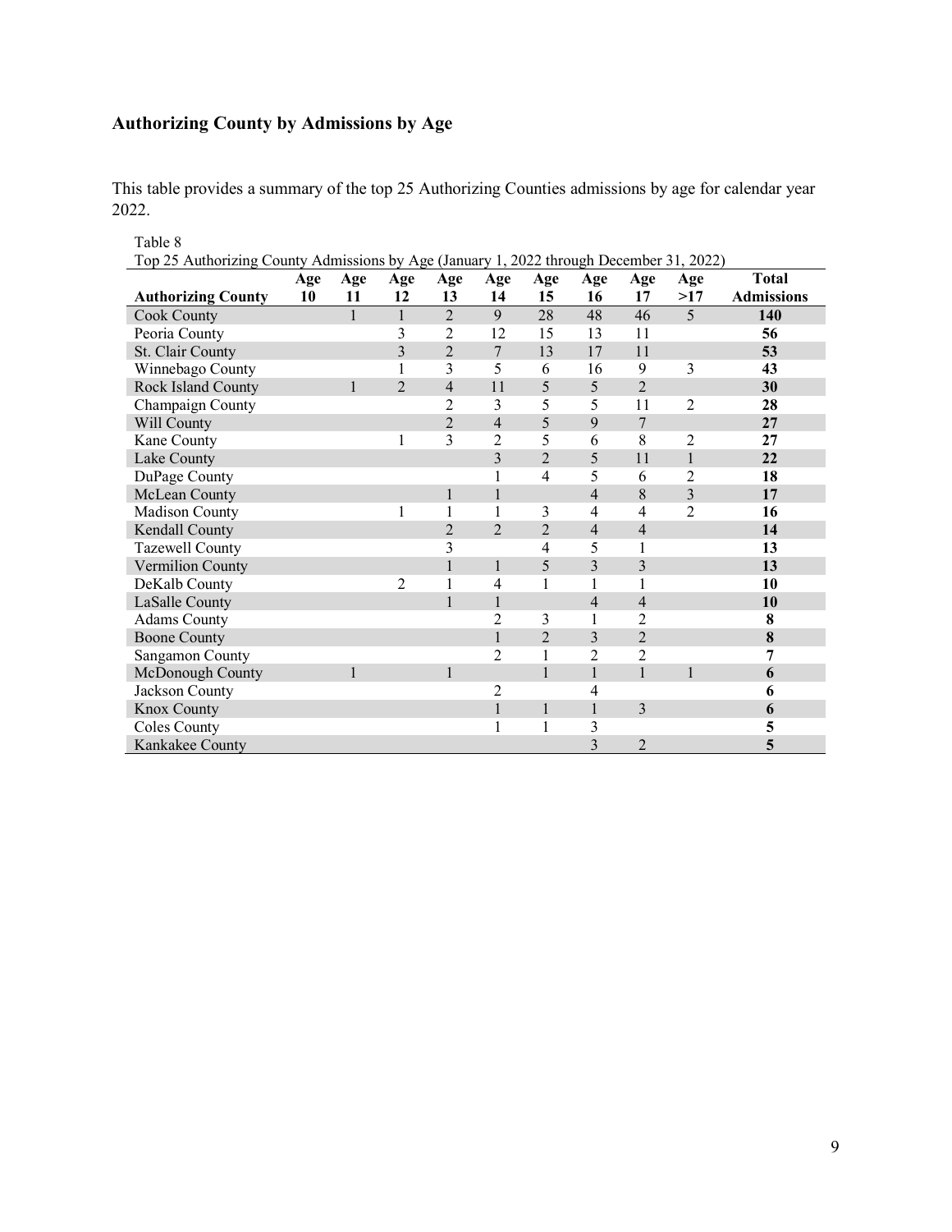## Authorizing County by Admissions by Age

This table provides a summary of the top 25 Authorizing Counties admissions by age for calendar year 2022.

Table 8
Top 25 Authorizing County Admissions by Age (January 1, 2022 through December 31, 2022)

| Authorizing County | Age 10 | Age 11 | Age 12 | Age 13 | Age 14 | Age 15 | Age 16 | Age 17 | Age >17 | Total Admissions |
|---|---|---|---|---|---|---|---|---|---|---|
| Cook County | | 1 | 1 | 2 | 9 | 28 | 48 | 46 | 5 | **140** |
| Peoria County | | | 3 | 2 | 12 | 15 | 13 | 11 | | **56** |
| St. Clair County | | | 3 | 2 | 7 | 13 | 17 | 11 | | **53** |
| Winnebago County | | | 1 | 3 | 5 | 6 | 16 | 9 | 3 | **43** |
| Rock Island County | | 1 | 2 | 4 | 11 | 5 | 5 | 2 | | **30** |
| Champaign County | | | | 2 | 3 | 5 | 5 | 11 | 2 | **28** |
| Will County | | | | 2 | 4 | 5 | 9 | 7 | | **27** |
| Kane County | | | 1 | 3 | 2 | 5 | 6 | 8 | 2 | **27** |
| Lake County | | | | | 3 | 2 | 5 | 11 | 1 | **22** |
| DuPage County | | | | | 1 | 4 | 5 | 6 | 2 | **18** |
| McLean County | | | | 1 | 1 | | 4 | 8 | 3 | **17** |
| Madison County | | | 1 | 1 | 1 | 3 | 4 | 4 | 2 | **16** |
| Kendall County | | | | 2 | 2 | 2 | 4 | 4 | | **14** |
| Tazewell County | | | | 3 | | 4 | 5 | 1 | | **13** |
| Vermilion County | | | | 1 | 1 | 5 | 3 | 3 | | **13** |
| DeKalb County | | | 2 | 1 | 4 | 1 | 1 | 1 | | **10** |
| LaSalle County | | | | 1 | 1 | | 4 | 4 | | **10** |
| Adams County | | | | | 2 | 3 | 1 | 2 | | **8** |
| Boone County | | | | | 1 | 2 | 3 | 2 | | **8** |
| Sangamon County | | | | | 2 | 1 | 2 | 2 | | **7** |
| McDonough County | | 1 | | 1 | | 1 | 1 | 1 | 1 | **6** |
| Jackson County | | | | | 2 | | 4 | | | **6** |
| Knox County | | | | | 1 | 1 | 1 | 3 | | **6** |
| Coles County | | | | | 1 | 1 | 3 | | | **5** |
| Kankakee County | | | | | | | 3 | 2 | | **5** |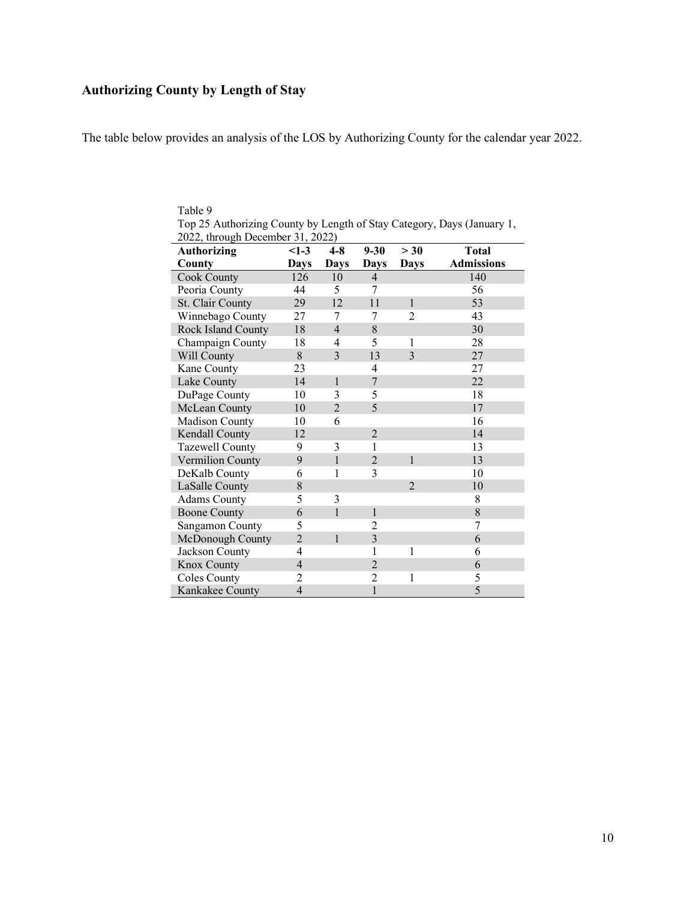## Authorizing County by Length of Stay

The table below provides an analysis of the LOS by Authorizing County for the calendar year 2022.

Table 9
Top 25 Authorizing County by Length of Stay Category, Days (January 1, 2022, through December 31, 2022)

| Authorizing County | <1-3 Days | 4-8 Days | 9-30 Days | > 30 Days | Total Admissions |
|---|---|---|---|---|---|
| Cook County | 126 | 10 | 4 | | 140 |
| Peoria County | 44 | 5 | 7 | | 56 |
| St. Clair County | 29 | 12 | 11 | 1 | 53 |
| Winnebago County | 27 | 7 | 7 | 2 | 43 |
| Rock Island County | 18 | 4 | 8 | | 30 |
| Champaign County | 18 | 4 | 5 | 1 | 28 |
| Will County | 8 | 3 | 13 | 3 | 27 |
| Kane County | 23 | | 4 | | 27 |
| Lake County | 14 | 1 | 7 | | 22 |
| DuPage County | 10 | 3 | 5 | | 18 |
| McLean County | 10 | 2 | 5 | | 17 |
| Madison County | 10 | 6 | | | 16 |
| Kendall County | 12 | | 2 | | 14 |
| Tazewell County | 9 | 3 | 1 | | 13 |
| Vermilion County | 9 | 1 | 2 | 1 | 13 |
| DeKalb County | 6 | 1 | 3 | | 10 |
| LaSalle County | 8 | | | 2 | 10 |
| Adams County | 5 | 3 | | | 8 |
| Boone County | 6 | 1 | 1 | | 8 |
| Sangamon County | 5 | | 2 | | 7 |
| McDonough County | 2 | 1 | 3 | | 6 |
| Jackson County | 4 | | 1 | 1 | 6 |
| Knox County | 4 | | 2 | | 6 |
| Coles County | 2 | | 2 | 1 | 5 |
| Kankakee County | 4 | | 1 | | 5 |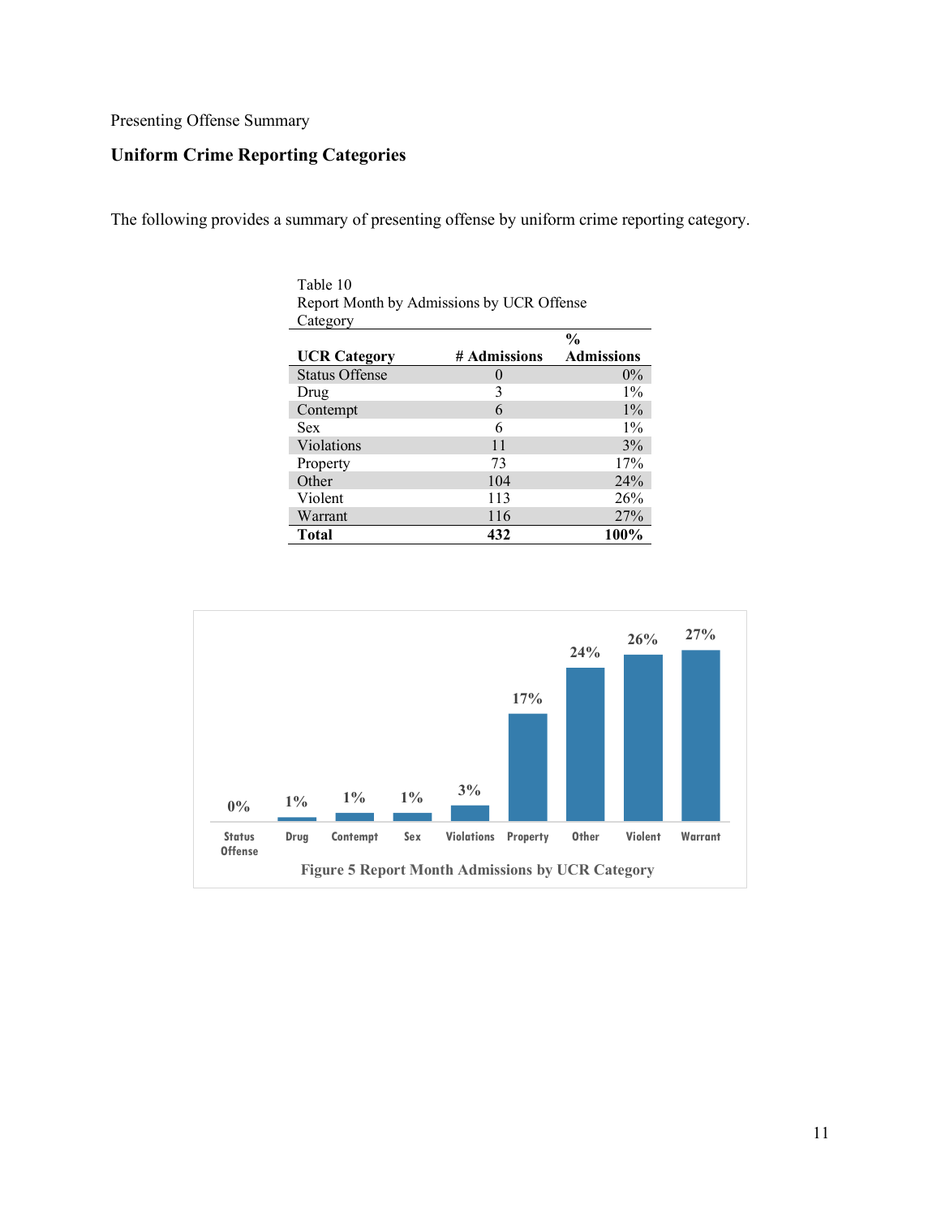Presenting Offense Summary

## Uniform Crime Reporting Categories

The following provides a summary of presenting offense by uniform crime reporting category.

Table 10
Report Month by Admissions by UCR Offense Category

| UCR Category | # Admissions | % Admissions |
|---|---|---|
| Status Offense | 0 | 0% |
| Drug | 3 | 1% |
| Contempt | 6 | 1% |
| Sex | 6 | 1% |
| Violations | 11 | 3% |
| Property | 73 | 17% |
| Other | 104 | 24% |
| Violent | 113 | 26% |
| Warrant | 116 | 27% |
| **Total** | **432** | **100%** |

| Status Offense | Drug | Contempt | Sex | Violations | Property | Other | Violent | Warrant |
|---|---|---|---|---|---|---|---|---|
| 0% | 1% | 1% | 1% | 3% | 17% | 24% | 26% | 27% |

**Figure 5 Report Month Admissions by UCR Category**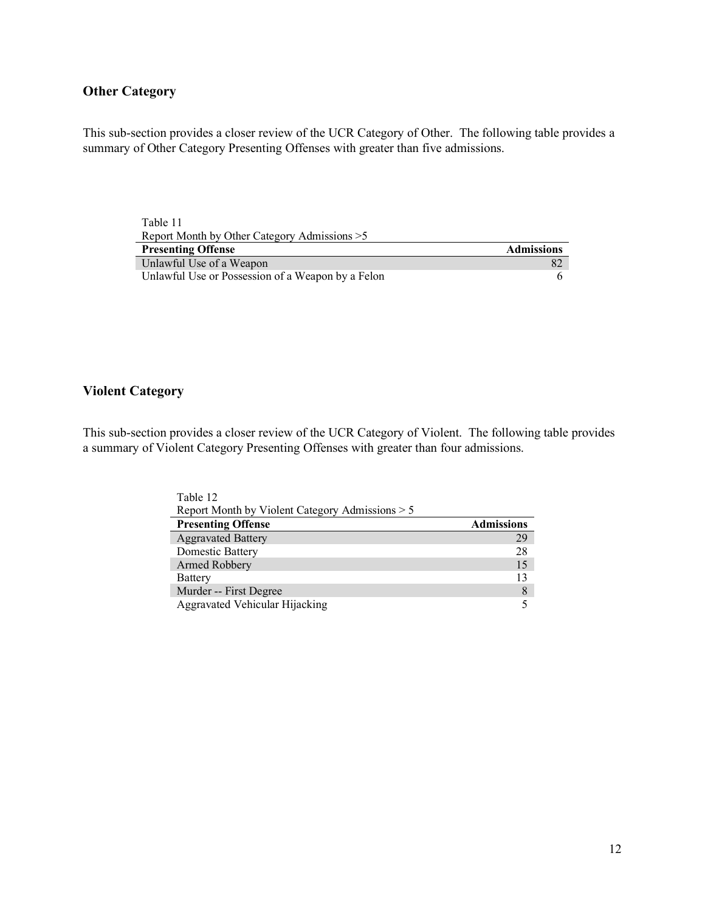## Other Category

This sub-section provides a closer review of the UCR Category of Other. The following table provides a summary of Other Category Presenting Offenses with greater than five admissions.

Table 11
Report Month by Other Category Admissions >5

| Presenting Offense | Admissions |
|---|---|
| Unlawful Use of a Weapon | 82 |
| Unlawful Use or Possession of a Weapon by a Felon | 6 |

## Violent Category

This sub-section provides a closer review of the UCR Category of Violent. The following table provides a summary of Violent Category Presenting Offenses with greater than four admissions.

Table 12
Report Month by Violent Category Admissions > 5

| Presenting Offense | Admissions |
|---|---|
| Aggravated Battery | 29 |
| Domestic Battery | 28 |
| Armed Robbery | 15 |
| Battery | 13 |
| Murder -- First Degree | 8 |
| Aggravated Vehicular Hijacking | 5 |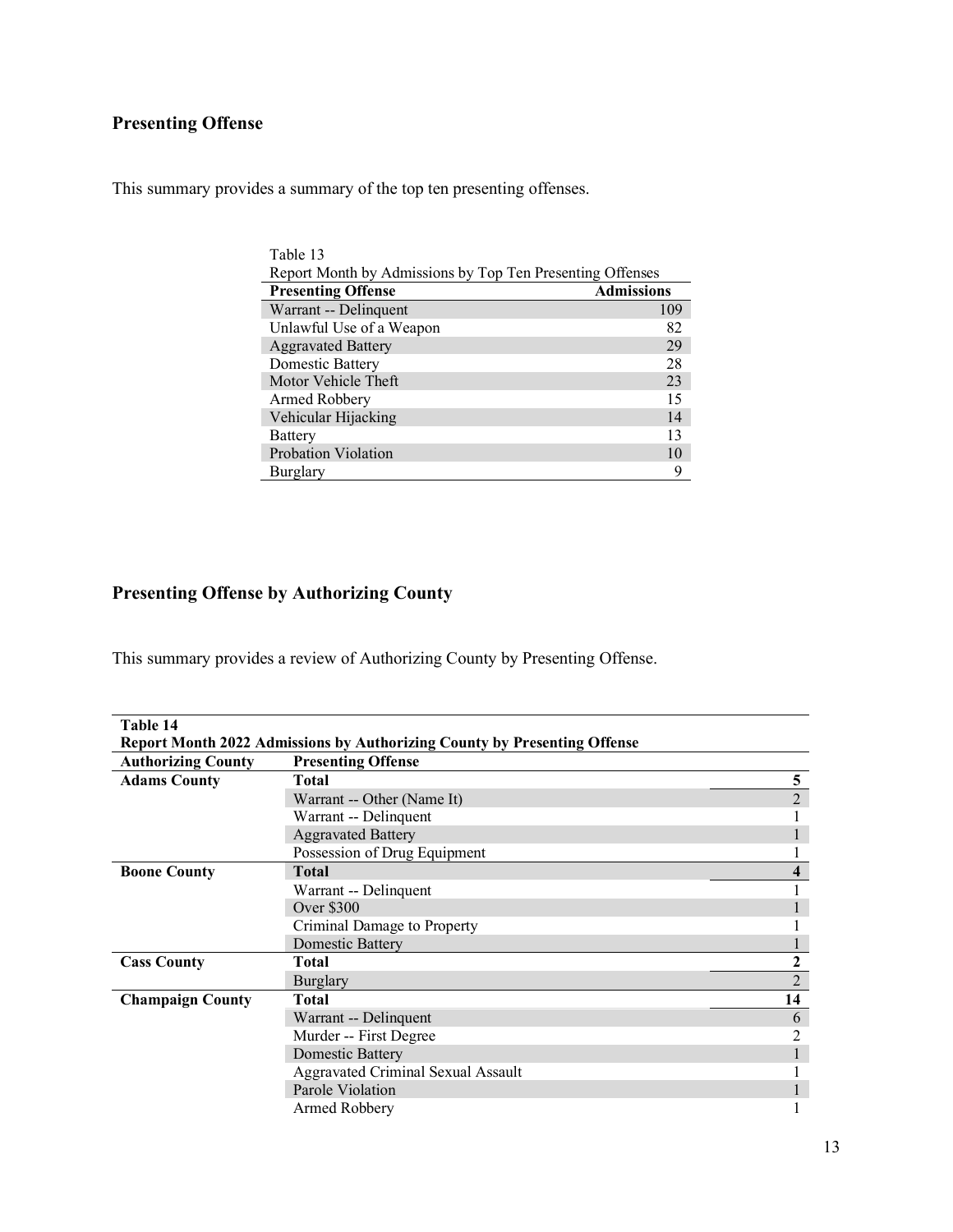## Presenting Offense

This summary provides a summary of the top ten presenting offenses.

Table 13
Report Month by Admissions by Top Ten Presenting Offenses

| Presenting Offense | Admissions |
|---|---|
| Warrant -- Delinquent | 109 |
| Unlawful Use of a Weapon | 82 |
| Aggravated Battery | 29 |
| Domestic Battery | 28 |
| Motor Vehicle Theft | 23 |
| Armed Robbery | 15 |
| Vehicular Hijacking | 14 |
| Battery | 13 |
| Probation Violation | 10 |
| Burglary | 9 |

## Presenting Offense by Authorizing County

This summary provides a review of Authorizing County by Presenting Offense.

**Table 14**
**Report Month 2022 Admissions by Authorizing County by Presenting Offense**

| Authorizing County | Presenting Offense | |
|---|---|---|
| **Adams County** | **Total** | **5** |
| | Warrant -- Other (Name It) | 2 |
| | Warrant -- Delinquent | 1 |
| | Aggravated Battery | 1 |
| | Possession of Drug Equipment | 1 |
| **Boone County** | **Total** | **4** |
| | Warrant -- Delinquent | 1 |
| | Over $300 | 1 |
| | Criminal Damage to Property | 1 |
| | Domestic Battery | 1 |
| **Cass County** | **Total** | **2** |
| | Burglary | 2 |
| **Champaign County** | **Total** | **14** |
| | Warrant -- Delinquent | 6 |
| | Murder -- First Degree | 2 |
| | Domestic Battery | 1 |
| | Aggravated Criminal Sexual Assault | 1 |
| | Parole Violation | 1 |
| | Armed Robbery | 1 |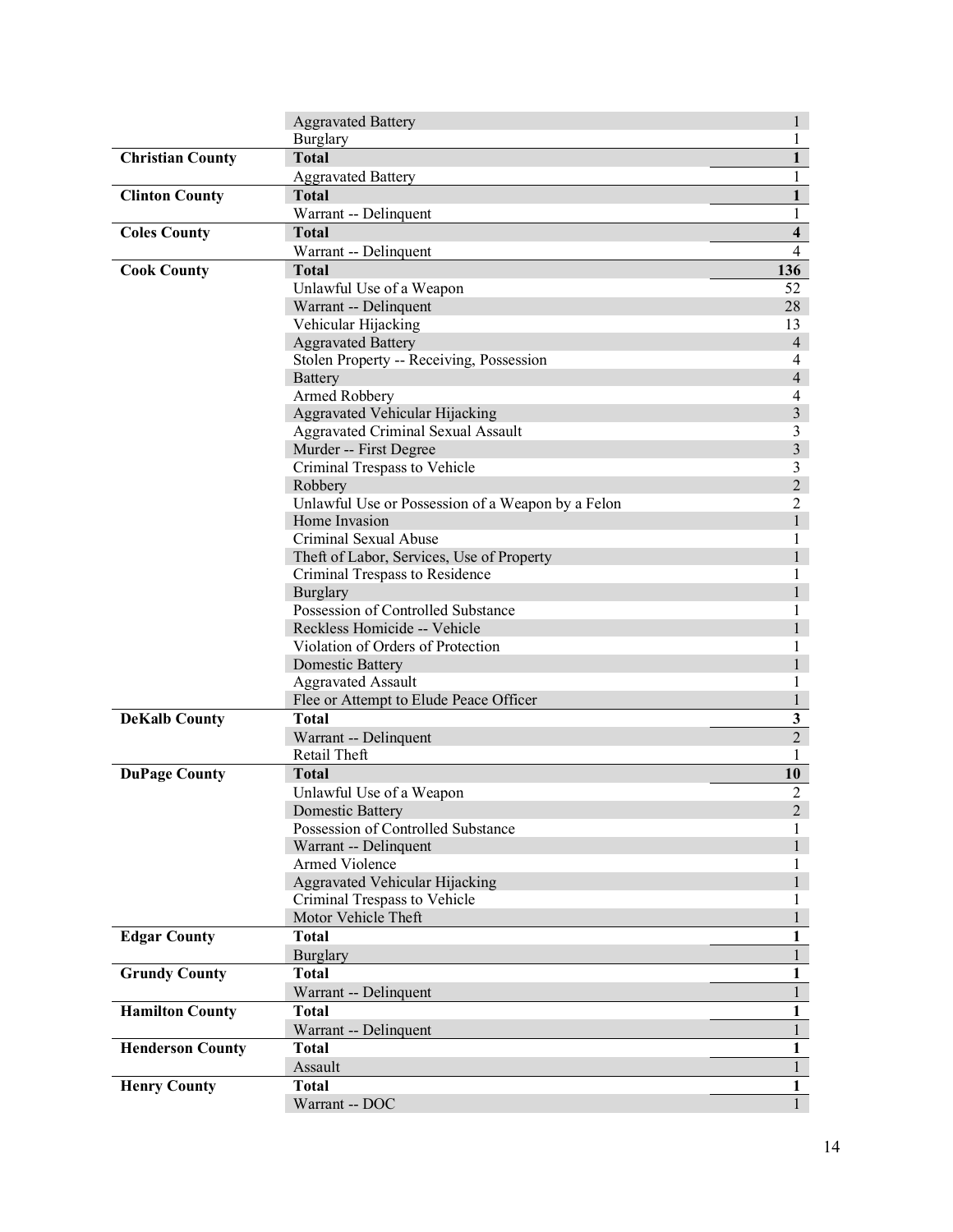| County | Offense | Count |
|---|---|---|
| | Aggravated Battery | 1 |
| | Burglary | 1 |
| **Christian County** | **Total** | **1** |
| | Aggravated Battery | 1 |
| **Clinton County** | **Total** | **1** |
| | Warrant -- Delinquent | 1 |
| **Coles County** | **Total** | **4** |
| | Warrant -- Delinquent | 4 |
| **Cook County** | **Total** | **136** |
| | Unlawful Use of a Weapon | 52 |
| | Warrant -- Delinquent | 28 |
| | Vehicular Hijacking | 13 |
| | Aggravated Battery | 4 |
| | Stolen Property -- Receiving, Possession | 4 |
| | Battery | 4 |
| | Armed Robbery | 4 |
| | Aggravated Vehicular Hijacking | 3 |
| | Aggravated Criminal Sexual Assault | 3 |
| | Murder -- First Degree | 3 |
| | Criminal Trespass to Vehicle | 3 |
| | Robbery | 2 |
| | Unlawful Use or Possession of a Weapon by a Felon | 2 |
| | Home Invasion | 1 |
| | Criminal Sexual Abuse | 1 |
| | Theft of Labor, Services, Use of Property | 1 |
| | Criminal Trespass to Residence | 1 |
| | Burglary | 1 |
| | Possession of Controlled Substance | 1 |
| | Reckless Homicide -- Vehicle | 1 |
| | Violation of Orders of Protection | 1 |
| | Domestic Battery | 1 |
| | Aggravated Assault | 1 |
| | Flee or Attempt to Elude Peace Officer | 1 |
| **DeKalb County** | **Total** | **3** |
| | Warrant -- Delinquent | 2 |
| | Retail Theft | 1 |
| **DuPage County** | **Total** | **10** |
| | Unlawful Use of a Weapon | 2 |
| | Domestic Battery | 2 |
| | Possession of Controlled Substance | 1 |
| | Warrant -- Delinquent | 1 |
| | Armed Violence | 1 |
| | Aggravated Vehicular Hijacking | 1 |
| | Criminal Trespass to Vehicle | 1 |
| | Motor Vehicle Theft | 1 |
| **Edgar County** | **Total** | **1** |
| | Burglary | 1 |
| **Grundy County** | **Total** | **1** |
| | Warrant -- Delinquent | 1 |
| **Hamilton County** | **Total** | **1** |
| | Warrant -- Delinquent | 1 |
| **Henderson County** | **Total** | **1** |
| | Assault | 1 |
| **Henry County** | **Total** | **1** |
| | Warrant -- DOC | 1 |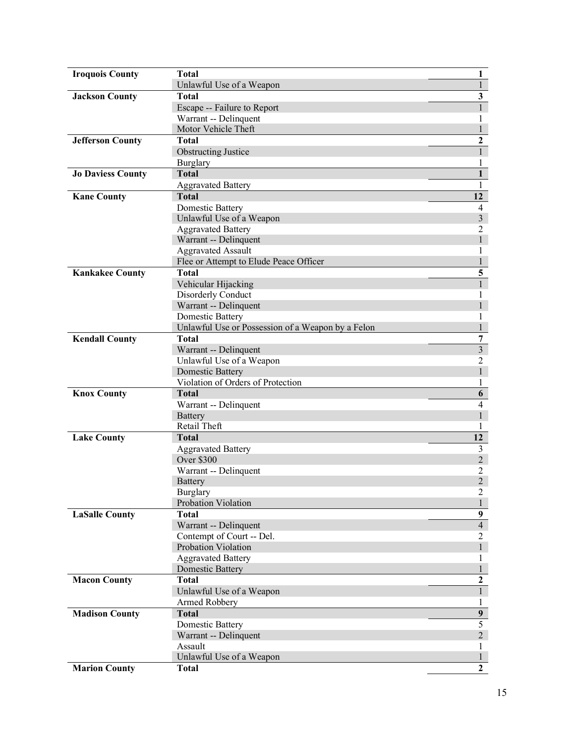| County | Offense | Count |
|---|---|---|
| **Iroquois County** | **Total** | **1** |
| | Unlawful Use of a Weapon | 1 |
| **Jackson County** | **Total** | **3** |
| | Escape -- Failure to Report | 1 |
| | Warrant -- Delinquent | 1 |
| | Motor Vehicle Theft | 1 |
| **Jefferson County** | **Total** | **2** |
| | Obstructing Justice | 1 |
| | Burglary | 1 |
| **Jo Daviess County** | **Total** | **1** |
| | Aggravated Battery | 1 |
| **Kane County** | **Total** | **12** |
| | Domestic Battery | 4 |
| | Unlawful Use of a Weapon | 3 |
| | Aggravated Battery | 2 |
| | Warrant -- Delinquent | 1 |
| | Aggravated Assault | 1 |
| | Flee or Attempt to Elude Peace Officer | 1 |
| **Kankakee County** | **Total** | **5** |
| | Vehicular Hijacking | 1 |
| | Disorderly Conduct | 1 |
| | Warrant -- Delinquent | 1 |
| | Domestic Battery | 1 |
| | Unlawful Use or Possession of a Weapon by a Felon | 1 |
| **Kendall County** | **Total** | **7** |
| | Warrant -- Delinquent | 3 |
| | Unlawful Use of a Weapon | 2 |
| | Domestic Battery | 1 |
| | Violation of Orders of Protection | 1 |
| **Knox County** | **Total** | **6** |
| | Warrant -- Delinquent | 4 |
| | Battery | 1 |
| | Retail Theft | 1 |
| **Lake County** | **Total** | **12** |
| | Aggravated Battery | 3 |
| | Over $300 | 2 |
| | Warrant -- Delinquent | 2 |
| | Battery | 2 |
| | Burglary | 2 |
| | Probation Violation | 1 |
| **LaSalle County** | **Total** | **9** |
| | Warrant -- Delinquent | 4 |
| | Contempt of Court -- Del. | 2 |
| | Probation Violation | 1 |
| | Aggravated Battery | 1 |
| | Domestic Battery | 1 |
| **Macon County** | **Total** | **2** |
| | Unlawful Use of a Weapon | 1 |
| | Armed Robbery | 1 |
| **Madison County** | **Total** | **9** |
| | Domestic Battery | 5 |
| | Warrant -- Delinquent | 2 |
| | Assault | 1 |
| | Unlawful Use of a Weapon | 1 |
| **Marion County** | **Total** | **2** |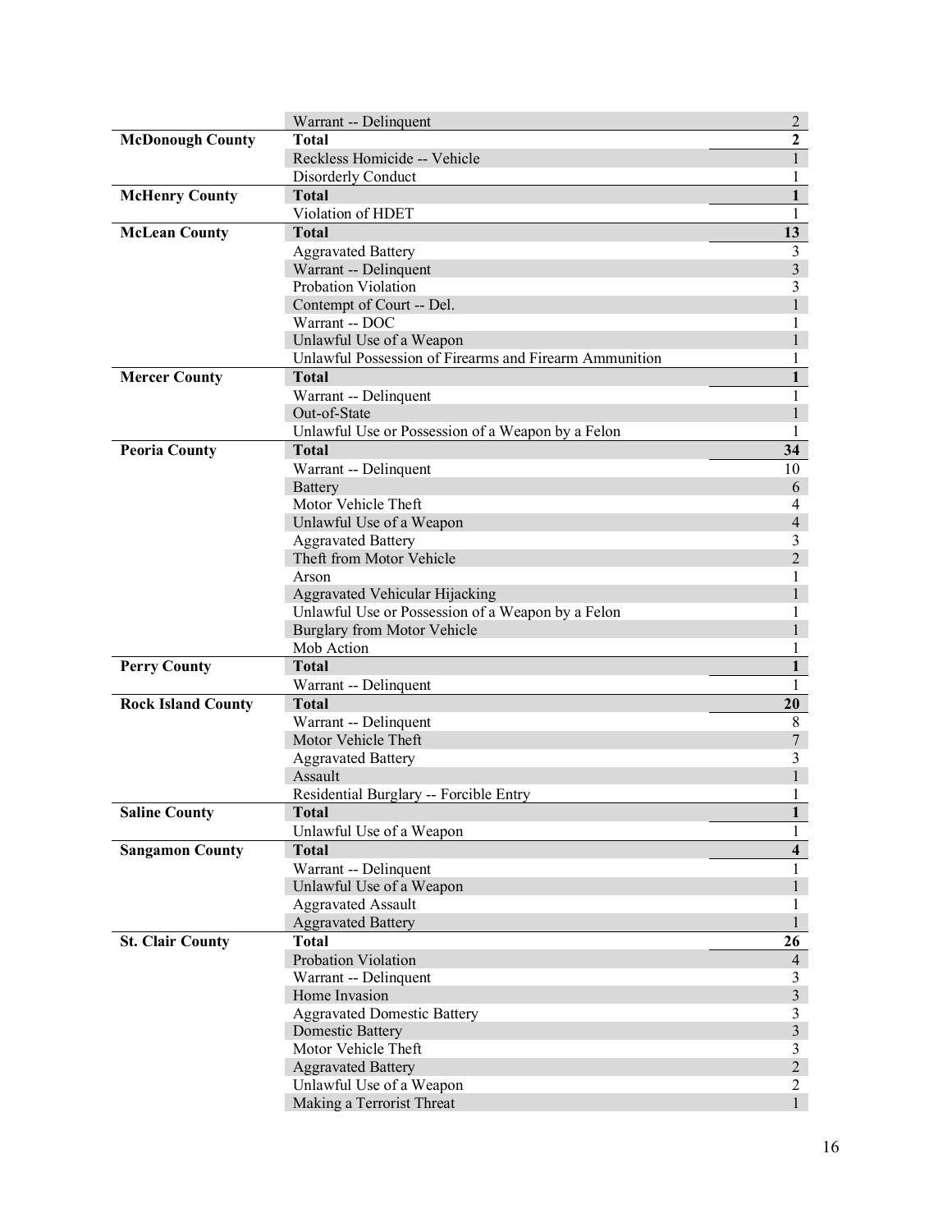| | | |
|---|---|---|
| | Warrant -- Delinquent | 2 |
| **McDonough County** | **Total** | **2** |
| | Reckless Homicide -- Vehicle | 1 |
| | Disorderly Conduct | 1 |
| **McHenry County** | **Total** | **1** |
| | Violation of HDET | 1 |
| **McLean County** | **Total** | **13** |
| | Aggravated Battery | 3 |
| | Warrant -- Delinquent | 3 |
| | Probation Violation | 3 |
| | Contempt of Court -- Del. | 1 |
| | Warrant -- DOC | 1 |
| | Unlawful Use of a Weapon | 1 |
| | Unlawful Possession of Firearms and Firearm Ammunition | 1 |
| **Mercer County** | **Total** | **1** |
| | Warrant -- Delinquent | 1 |
| | Out-of-State | 1 |
| | Unlawful Use or Possession of a Weapon by a Felon | 1 |
| **Peoria County** | **Total** | **34** |
| | Warrant -- Delinquent | 10 |
| | Battery | 6 |
| | Motor Vehicle Theft | 4 |
| | Unlawful Use of a Weapon | 4 |
| | Aggravated Battery | 3 |
| | Theft from Motor Vehicle | 2 |
| | Arson | 1 |
| | Aggravated Vehicular Hijacking | 1 |
| | Unlawful Use or Possession of a Weapon by a Felon | 1 |
| | Burglary from Motor Vehicle | 1 |
| | Mob Action | 1 |
| **Perry County** | **Total** | **1** |
| | Warrant -- Delinquent | 1 |
| **Rock Island County** | **Total** | **20** |
| | Warrant -- Delinquent | 8 |
| | Motor Vehicle Theft | 7 |
| | Aggravated Battery | 3 |
| | Assault | 1 |
| | Residential Burglary -- Forcible Entry | 1 |
| **Saline County** | **Total** | **1** |
| | Unlawful Use of a Weapon | 1 |
| **Sangamon County** | **Total** | **4** |
| | Warrant -- Delinquent | 1 |
| | Unlawful Use of a Weapon | 1 |
| | Aggravated Assault | 1 |
| | Aggravated Battery | 1 |
| **St. Clair County** | **Total** | **26** |
| | Probation Violation | 4 |
| | Warrant -- Delinquent | 3 |
| | Home Invasion | 3 |
| | Aggravated Domestic Battery | 3 |
| | Domestic Battery | 3 |
| | Motor Vehicle Theft | 3 |
| | Aggravated Battery | 2 |
| | Unlawful Use of a Weapon | 2 |
| | Making a Terrorist Threat | 1 |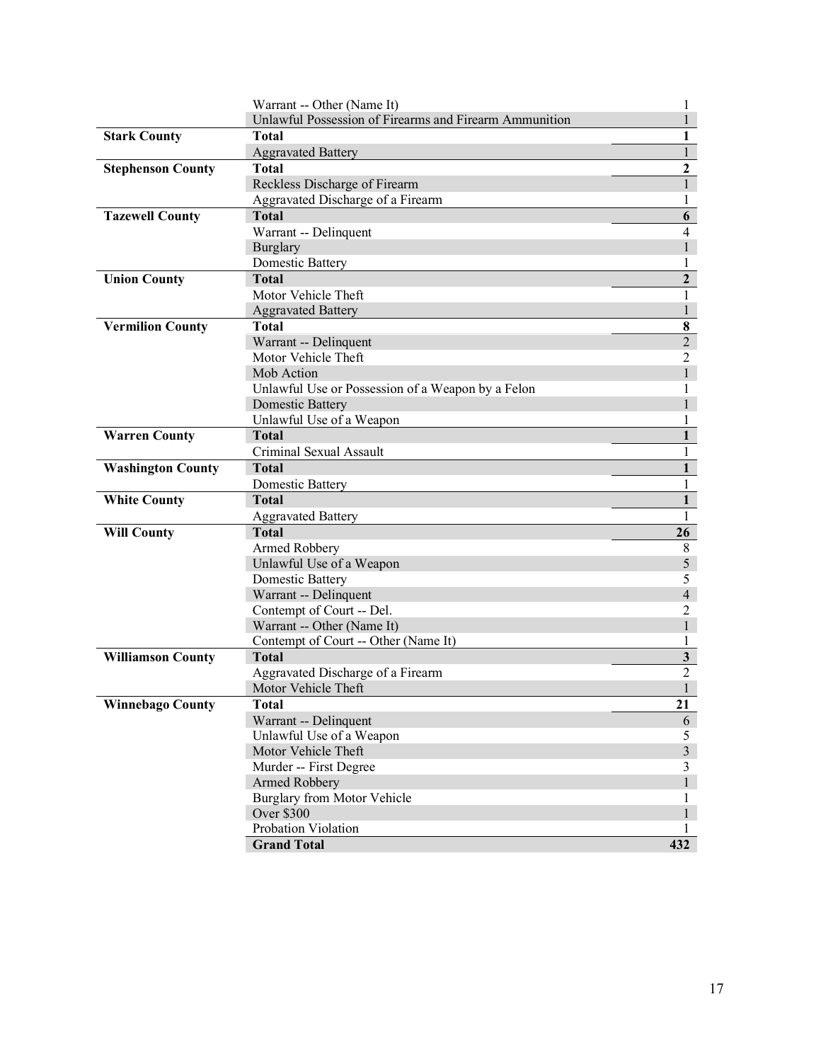| | | |
|---|---|---|
| | Warrant -- Other (Name It) | 1 |
| | Unlawful Possession of Firearms and Firearm Ammunition | 1 |
| **Stark County** | **Total** | **1** |
| | Aggravated Battery | 1 |
| **Stephenson County** | **Total** | **2** |
| | Reckless Discharge of Firearm | 1 |
| | Aggravated Discharge of a Firearm | 1 |
| **Tazewell County** | **Total** | **6** |
| | Warrant -- Delinquent | 4 |
| | Burglary | 1 |
| | Domestic Battery | 1 |
| **Union County** | **Total** | **2** |
| | Motor Vehicle Theft | 1 |
| | Aggravated Battery | 1 |
| **Vermilion County** | **Total** | **8** |
| | Warrant -- Delinquent | 2 |
| | Motor Vehicle Theft | 2 |
| | Mob Action | 1 |
| | Unlawful Use or Possession of a Weapon by a Felon | 1 |
| | Domestic Battery | 1 |
| | Unlawful Use of a Weapon | 1 |
| **Warren County** | **Total** | **1** |
| | Criminal Sexual Assault | 1 |
| **Washington County** | **Total** | **1** |
| | Domestic Battery | 1 |
| **White County** | **Total** | **1** |
| | Aggravated Battery | 1 |
| **Will County** | **Total** | **26** |
| | Armed Robbery | 8 |
| | Unlawful Use of a Weapon | 5 |
| | Domestic Battery | 5 |
| | Warrant -- Delinquent | 4 |
| | Contempt of Court -- Del. | 2 |
| | Warrant -- Other (Name It) | 1 |
| | Contempt of Court -- Other (Name It) | 1 |
| **Williamson County** | **Total** | **3** |
| | Aggravated Discharge of a Firearm | 2 |
| | Motor Vehicle Theft | 1 |
| **Winnebago County** | **Total** | **21** |
| | Warrant -- Delinquent | 6 |
| | Unlawful Use of a Weapon | 5 |
| | Motor Vehicle Theft | 3 |
| | Murder -- First Degree | 3 |
| | Armed Robbery | 1 |
| | Burglary from Motor Vehicle | 1 |
| | Over $300 | 1 |
| | Probation Violation | 1 |
| | **Grand Total** | **432** |